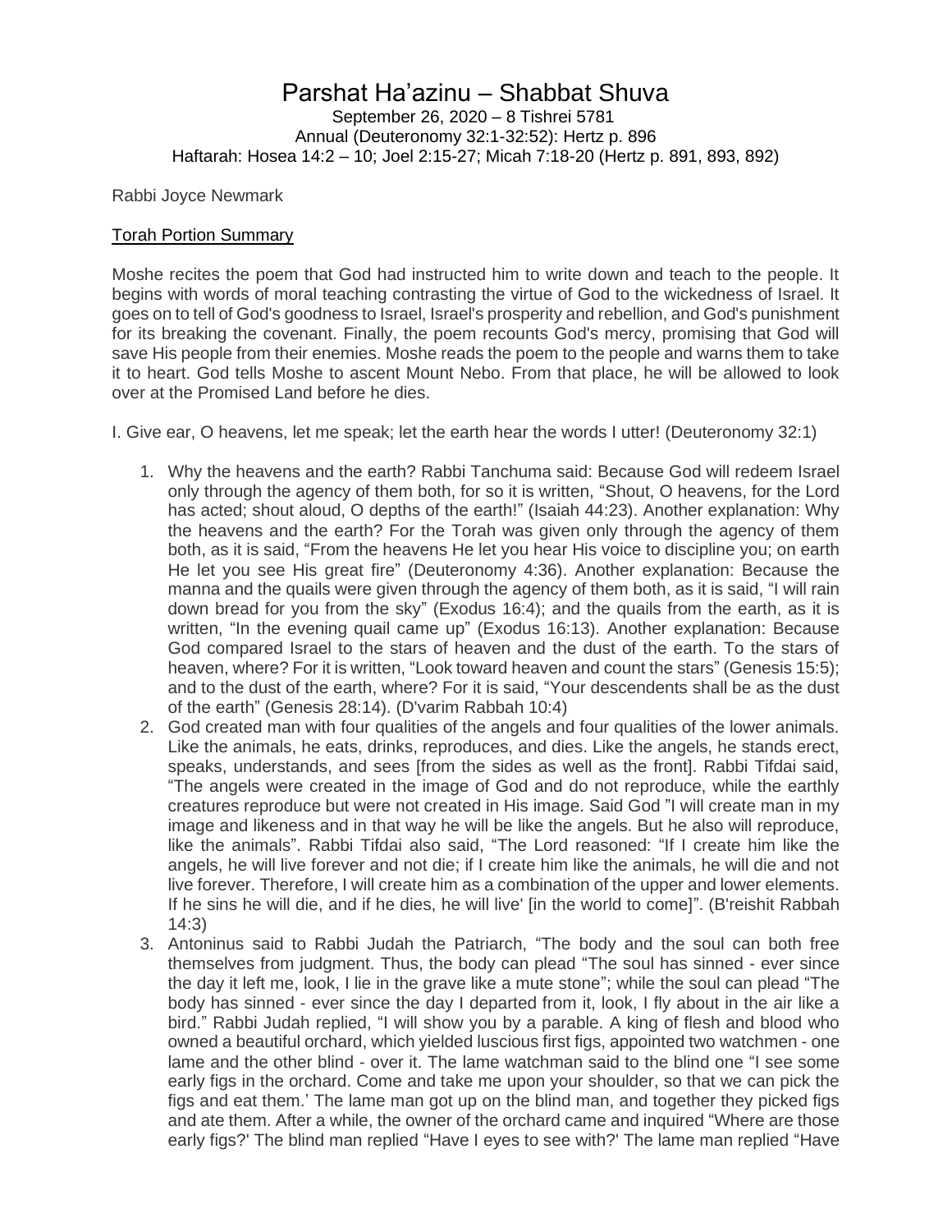# Parshat Ha'azinu – Shabbat Shuva

September 26, 2020 – 8 Tishrei 5781
Annual (Deuteronomy 32:1-32:52): Hertz p. 896
Haftarah: Hosea 14:2 – 10; Joel 2:15-27; Micah 7:18-20 (Hertz p. 891, 893, 892)

Rabbi Joyce Newmark

## Torah Portion Summary

Moshe recites the poem that God had instructed him to write down and teach to the people. It begins with words of moral teaching contrasting the virtue of God to the wickedness of Israel. It goes on to tell of God's goodness to Israel, Israel's prosperity and rebellion, and God's punishment for its breaking the covenant. Finally, the poem recounts God's mercy, promising that God will save His people from their enemies. Moshe reads the poem to the people and warns them to take it to heart. God tells Moshe to ascent Mount Nebo. From that place, he will be allowed to look over at the Promised Land before he dies.

I. Give ear, O heavens, let me speak; let the earth hear the words I utter! (Deuteronomy 32:1)

1. Why the heavens and the earth? Rabbi Tanchuma said: Because God will redeem Israel only through the agency of them both, for so it is written, "Shout, O heavens, for the Lord has acted; shout aloud, O depths of the earth!" (Isaiah 44:23). Another explanation: Why the heavens and the earth? For the Torah was given only through the agency of them both, as it is said, "From the heavens He let you hear His voice to discipline you; on earth He let you see His great fire" (Deuteronomy 4:36). Another explanation: Because the manna and the quails were given through the agency of them both, as it is said, "I will rain down bread for you from the sky" (Exodus 16:4); and the quails from the earth, as it is written, "In the evening quail came up" (Exodus 16:13). Another explanation: Because God compared Israel to the stars of heaven and the dust of the earth. To the stars of heaven, where? For it is written, "Look toward heaven and count the stars" (Genesis 15:5); and to the dust of the earth, where? For it is said, "Your descendents shall be as the dust of the earth" (Genesis 28:14). (D'varim Rabbah 10:4)
2. God created man with four qualities of the angels and four qualities of the lower animals. Like the animals, he eats, drinks, reproduces, and dies. Like the angels, he stands erect, speaks, understands, and sees [from the sides as well as the front]. Rabbi Tifdai said, "The angels were created in the image of God and do not reproduce, while the earthly creatures reproduce but were not created in His image. Said God "I will create man in my image and likeness and in that way he will be like the angels. But he also will reproduce, like the animals". Rabbi Tifdai also said, "The Lord reasoned: "If I create him like the angels, he will live forever and not die; if I create him like the animals, he will die and not live forever. Therefore, I will create him as a combination of the upper and lower elements. If he sins he will die, and if he dies, he will live' [in the world to come]". (B'reishit Rabbah 14:3)
3. Antoninus said to Rabbi Judah the Patriarch, "The body and the soul can both free themselves from judgment. Thus, the body can plead "The soul has sinned - ever since the day it left me, look, I lie in the grave like a mute stone"; while the soul can plead "The body has sinned - ever since the day I departed from it, look, I fly about in the air like a bird." Rabbi Judah replied, "I will show you by a parable. A king of flesh and blood who owned a beautiful orchard, which yielded luscious first figs, appointed two watchmen - one lame and the other blind - over it. The lame watchman said to the blind one "I see some early figs in the orchard. Come and take me upon your shoulder, so that we can pick the figs and eat them.' The lame man got up on the blind man, and together they picked figs and ate them. After a while, the owner of the orchard came and inquired "Where are those early figs?' The blind man replied "Have I eyes to see with?' The lame man replied "Have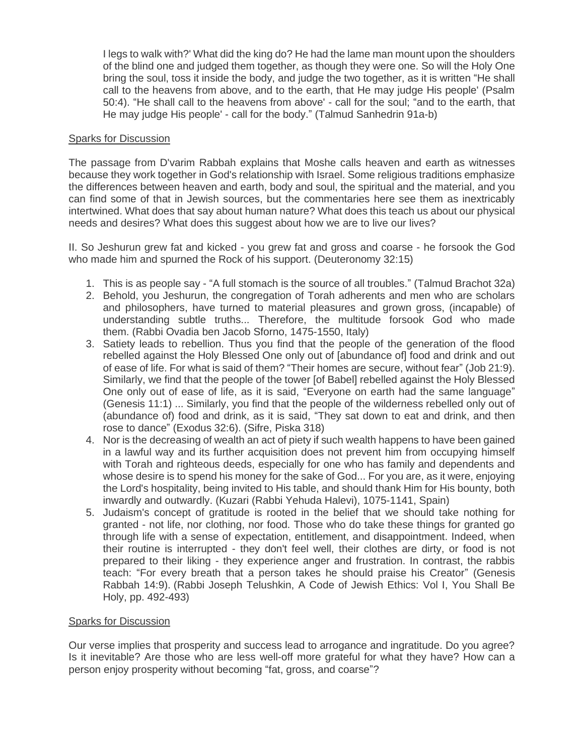I legs to walk with?' What did the king do? He had the lame man mount upon the shoulders of the blind one and judged them together, as though they were one. So will the Holy One bring the soul, toss it inside the body, and judge the two together, as it is written "He shall call to the heavens from above, and to the earth, that He may judge His people' (Psalm 50:4). "He shall call to the heavens from above' - call for the soul; "and to the earth, that He may judge His people' - call for the body." (Talmud Sanhedrin 91a-b)

Sparks for Discussion

The passage from D'varim Rabbah explains that Moshe calls heaven and earth as witnesses because they work together in God's relationship with Israel. Some religious traditions emphasize the differences between heaven and earth, body and soul, the spiritual and the material, and you can find some of that in Jewish sources, but the commentaries here see them as inextricably intertwined. What does that say about human nature? What does this teach us about our physical needs and desires? What does this suggest about how we are to live our lives?

II. So Jeshurun grew fat and kicked - you grew fat and gross and coarse - he forsook the God who made him and spurned the Rock of his support. (Deuteronomy 32:15)

1. This is as people say - "A full stomach is the source of all troubles." (Talmud Brachot 32a)
2. Behold, you Jeshurun, the congregation of Torah adherents and men who are scholars and philosophers, have turned to material pleasures and grown gross, (incapable) of understanding subtle truths... Therefore, the multitude forsook God who made them. (Rabbi Ovadia ben Jacob Sforno, 1475-1550, Italy)
3. Satiety leads to rebellion. Thus you find that the people of the generation of the flood rebelled against the Holy Blessed One only out of [abundance of] food and drink and out of ease of life. For what is said of them? "Their homes are secure, without fear" (Job 21:9). Similarly, we find that the people of the tower [of Babel] rebelled against the Holy Blessed One only out of ease of life, as it is said, "Everyone on earth had the same language" (Genesis 11:1) ... Similarly, you find that the people of the wilderness rebelled only out of (abundance of) food and drink, as it is said, "They sat down to eat and drink, and then rose to dance" (Exodus 32:6). (Sifre, Piska 318)
4. Nor is the decreasing of wealth an act of piety if such wealth happens to have been gained in a lawful way and its further acquisition does not prevent him from occupying himself with Torah and righteous deeds, especially for one who has family and dependents and whose desire is to spend his money for the sake of God... For you are, as it were, enjoying the Lord's hospitality, being invited to His table, and should thank Him for His bounty, both inwardly and outwardly. (Kuzari (Rabbi Yehuda Halevi), 1075-1141, Spain)
5. Judaism's concept of gratitude is rooted in the belief that we should take nothing for granted - not life, nor clothing, nor food. Those who do take these things for granted go through life with a sense of expectation, entitlement, and disappointment. Indeed, when their routine is interrupted - they don't feel well, their clothes are dirty, or food is not prepared to their liking - they experience anger and frustration. In contrast, the rabbis teach: "For every breath that a person takes he should praise his Creator" (Genesis Rabbah 14:9). (Rabbi Joseph Telushkin, A Code of Jewish Ethics: Vol I, You Shall Be Holy, pp. 492-493)

Sparks for Discussion

Our verse implies that prosperity and success lead to arrogance and ingratitude. Do you agree? Is it inevitable? Are those who are less well-off more grateful for what they have? How can a person enjoy prosperity without becoming "fat, gross, and coarse"?